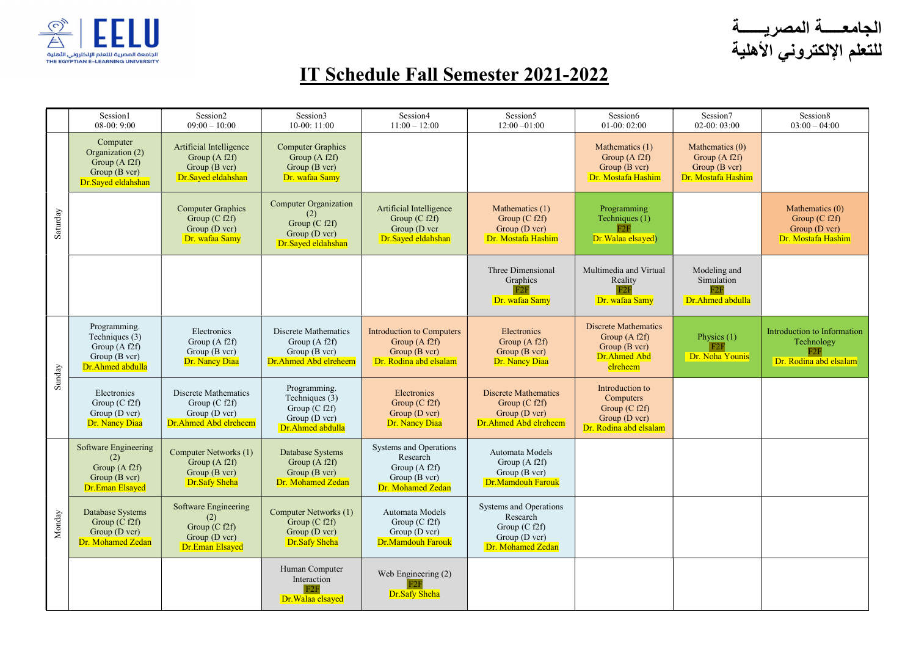الجامعـــة المصريـــة
للتعلم الإلكتروني الأهلية

# IT Schedule Fall Semester 2021-2022

| | Session1 08-00: 9:00 | Session2 09:00 – 10:00 | Session3 10-00: 11:00 | Session4 11:00 – 12:00 | Session5 12:00 –01:00 | Session6 01-00: 02:00 | Session7 02-00: 03:00 | Session8 03:00 – 04:00 |
|---|---|---|---|---|---|---|---|---|
| Saturday | Computer Organization (2) Group (A f2f) Group (B vcr) Dr.Sayed eldahshan | Artificial Intelligence Group (A f2f) Group (B vcr) Dr.Sayed eldahshan | Computer Graphics Group (A f2f) Group (B vcr) Dr. wafaa Samy | | | Mathematics (1) Group (A f2f) Group (B vcr) Dr. Mostafa Hashim | Mathematics (0) Group (A f2f) Group (B vcr) Dr. Mostafa Hashim | |
| | | Computer Graphics Group (C f2f) Group (D vcr) Dr. wafaa Samy | Computer Organization (2) Group (C f2f) Group (D vcr) Dr.Sayed eldahshan | Artificial Intelligence Group (C f2f) Group (D vcr Dr.Sayed eldahshan | Mathematics (1) Group (C f2f) Group (D vcr) Dr. Mostafa Hashim | Programming Techniques (1) F2F Dr.Walaa elsayed) | | Mathematics (0) Group (C f2f) Group (D vcr) Dr. Mostafa Hashim |
| | | | | | Three Dimensional Graphics F2F Dr. wafaa Samy | Multimedia and Virtual Reality F2F Dr. wafaa Samy | Modeling and Simulation F2F Dr.Ahmed abdulla | |
| Sunday | Programming. Techniques (3) Group (A f2f) Group (B vcr) Dr.Ahmed abdulla | Electronics Group (A f2f) Group (B vcr) Dr. Nancy Diaa | Discrete Mathematics Group (A f2f) Group (B vcr) Dr.Ahmed Abd elreheem | Introduction to Computers Group (A f2f) Group (B vcr) Dr. Rodina abd elsalam | Electronics Group (A f2f) Group (B vcr) Dr. Nancy Diaa | Discrete Mathematics Group (A f2f) Group (B vcr) Dr.Ahmed Abd elreheem | Physics (1) F2F Dr. Noha Younis | Introduction to Information Technology F2F Dr. Rodina abd elsalam |
| | Electronics Group (C f2f) Group (D vcr) Dr. Nancy Diaa | Discrete Mathematics Group (C f2f) Group (D vcr) Dr.Ahmed Abd elreheem | Programming. Techniques (3) Group (C f2f) Group (D vcr) Dr.Ahmed abdulla | Electronics Group (C f2f) Group (D vcr) Dr. Nancy Diaa | Discrete Mathematics Group (C f2f) Group (D vcr) Dr.Ahmed Abd elreheem | Introduction to Computers Group (C f2f) Group (D vcr) Dr. Rodina abd elsalam | | |
| Monday | Software Engineering (2) Group (A f2f) Group (B vcr) Dr.Eman Elsayed | Computer Networks (1) Group (A f2f) Group (B vcr) Dr.Safy Sheha | Database Systems Group (A f2f) Group (B vcr) Dr. Mohamed Zedan | Systems and Operations Research Group (A f2f) Group (B vcr) Dr. Mohamed Zedan | Automata Models Group (A f2f) Group (B vcr) Dr.Mamdouh Farouk | | | |
| | Database Systems Group (C f2f) Group (D vcr) Dr. Mohamed Zedan | Software Engineering (2) Group (C f2f) Group (D vcr) Dr.Eman Elsayed | Computer Networks (1) Group (C f2f) Group (D vcr) Dr.Safy Sheha | Automata Models Group (C f2f) Group (D vcr) Dr.Mamdouh Farouk | Systems and Operations Research Group (C f2f) Group (D vcr) Dr. Mohamed Zedan | | | |
| | | | Human Computer Interaction F2F Dr.Walaa elsayed | Web Engineering (2) F2F Dr.Safy Sheha | | | | |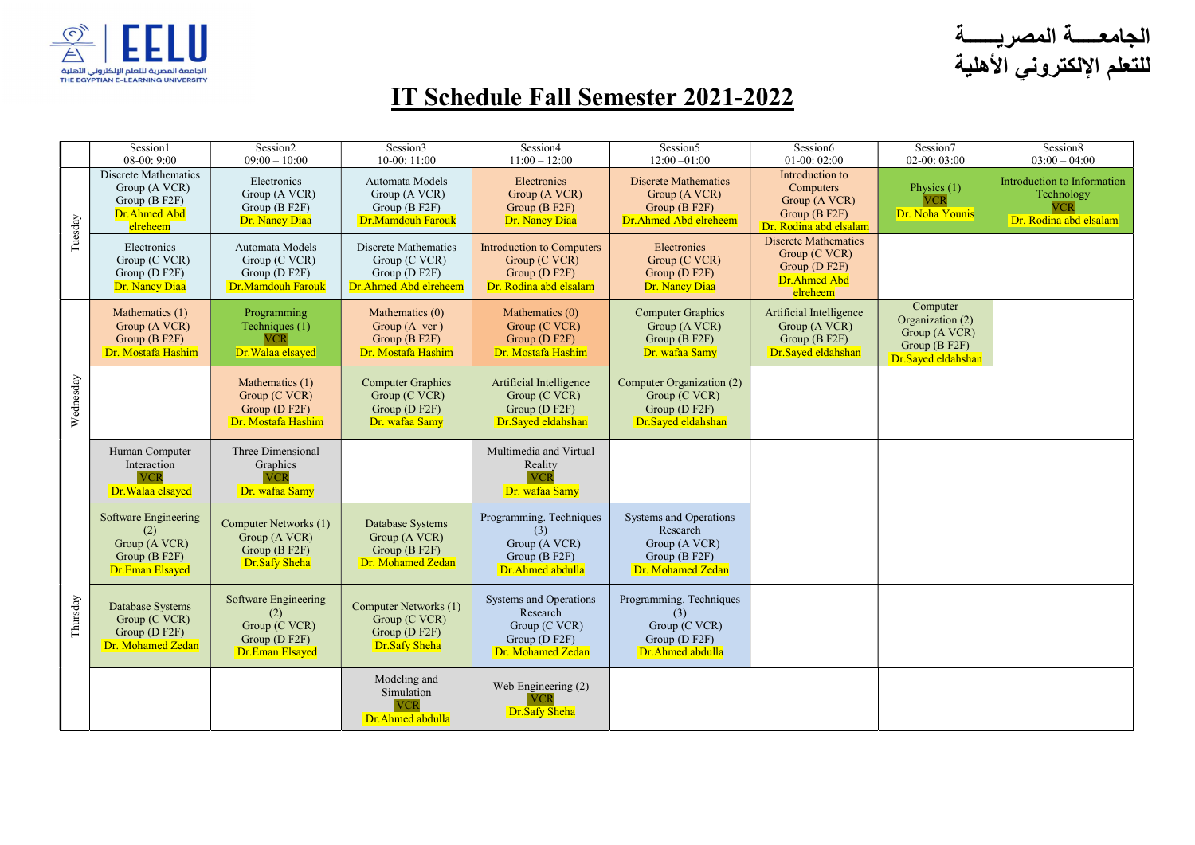الجامعـــة المصريـــــة
للتعلم الإلكتروني الأهلية

# IT Schedule Fall Semester 2021-2022

| | Session1 08-00: 9:00 | Session2 09:00 – 10:00 | Session3 10-00: 11:00 | Session4 11:00 – 12:00 | Session5 12:00 –01:00 | Session6 01-00: 02:00 | Session7 02-00: 03:00 | Session8 03:00 – 04:00 |
|---|---|---|---|---|---|---|---|---|
| Tuesday | Discrete Mathematics Group (A VCR) Group (B F2F) Dr.Ahmed Abd elreheem | Electronics Group (A VCR) Group (B F2F) Dr. Nancy Diaa | Automata Models Group (A VCR) Group (B F2F) Dr.Mamdouh Farouk | Electronics Group (A VCR) Group (B F2F) Dr. Nancy Diaa | Discrete Mathematics Group (A VCR) Group (B F2F) Dr.Ahmed Abd elreheem | Introduction to Computers Group (A VCR) Group (B F2F) Dr. Rodina abd elsalam | Physics (1) VCR Dr. Noha Younis | Introduction to Information Technology VCR Dr. Rodina abd elsalam |
| | Electronics Group (C VCR) Group (D F2F) Dr. Nancy Diaa | Automata Models Group (C VCR) Group (D F2F) Dr.Mamdouh Farouk | Discrete Mathematics Group (C VCR) Group (D F2F) Dr.Ahmed Abd elreheem | Introduction to Computers Group (C VCR) Group (D F2F) Dr. Rodina abd elsalam | Electronics Group (C VCR) Group (D F2F) Dr. Nancy Diaa | Discrete Mathematics Group (C VCR) Group (D F2F) Dr.Ahmed Abd elreheem | | |
| Wednesday | Mathematics (1) Group (A VCR) Group (B F2F) Dr. Mostafa Hashim | Programming Techniques (1) VCR Dr.Walaa elsayed | Mathematics (0) Group (A vcr ) Group (B F2F) Dr. Mostafa Hashim | Mathematics (0) Group (C VCR) Group (D F2F) Dr. Mostafa Hashim | Computer Graphics Group (A VCR) Group (B F2F) Dr. wafaa Samy | Artificial Intelligence Group (A VCR) Group (B F2F) Dr.Sayed eldahshan | Computer Organization (2) Group (A VCR) Group (B F2F) Dr.Sayed eldahshan | |
| | | Mathematics (1) Group (C VCR) Group (D F2F) Dr. Mostafa Hashim | Computer Graphics Group (C VCR) Group (D F2F) Dr. wafaa Samy | Artificial Intelligence Group (C VCR) Group (D F2F) Dr.Sayed eldahshan | Computer Organization (2) Group (C VCR) Group (D F2F) Dr.Sayed eldahshan | | | |
| | Human Computer Interaction VCR Dr.Walaa elsayed | Three Dimensional Graphics VCR Dr. wafaa Samy | | Multimedia and Virtual Reality VCR Dr. wafaa Samy | | | | |
| Thursday | Software Engineering (2) Group (A VCR) Group (B F2F) Dr.Eman Elsayed | Computer Networks (1) Group (A VCR) Group (B F2F) Dr.Safy Sheha | Database Systems Group (A VCR) Group (B F2F) Dr. Mohamed Zedan | Programming. Techniques (3) Group (A VCR) Group (B F2F) Dr.Ahmed abdulla | Systems and Operations Research Group (A VCR) Group (B F2F) Dr. Mohamed Zedan | | | |
| | Database Systems Group (C VCR) Group (D F2F) Dr. Mohamed Zedan | Software Engineering (2) Group (C VCR) Group (D F2F) Dr.Eman Elsayed | Computer Networks (1) Group (C VCR) Group (D F2F) Dr.Safy Sheha | Systems and Operations Research Group (C VCR) Group (D F2F) Dr. Mohamed Zedan | Programming. Techniques (3) Group (C VCR) Group (D F2F) Dr.Ahmed abdulla | | | |
| | | | Modeling and Simulation VCR Dr.Ahmed abdulla | Web Engineering (2) VCR Dr.Safy Sheha | | | | |